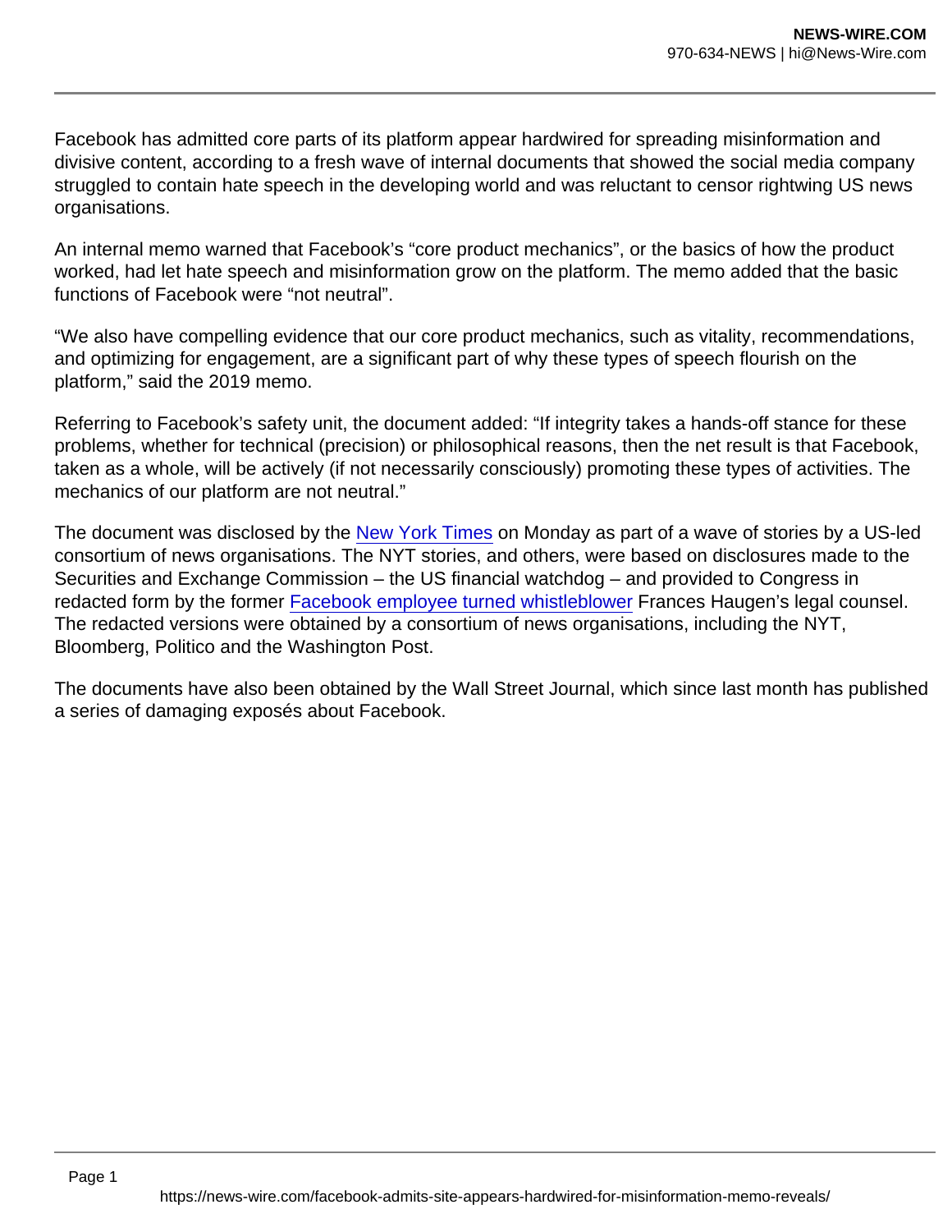Facebook has admitted core parts of its platform appear hardwired for spreading misinformation and divisive content, according to a fresh wave of internal documents that showed the social media company struggled to contain hate speech in the developing world and was reluctant to censor rightwing US news organisations.

An internal memo warned that Facebook's "core product mechanics", or the basics of how the product worked, had let hate speech and misinformation grow on the platform. The memo added that the basic functions of Facebook were "not neutral".

"We also have compelling evidence that our core product mechanics, such as vitality, recommendations, and optimizing for engagement, are a significant part of why these types of speech flourish on the platform," said the 2019 memo.

Referring to Facebook's safety unit, the document added: "If integrity takes a hands-off stance for these problems, whether for technical (precision) or philosophical reasons, then the net result is that Facebook, taken as a whole, will be actively (if not necessarily consciously) promoting these types of activities. The mechanics of our platform are not neutral."

The document was disclosed by the [New York Times] on Monday as part of a wave of stories by a US-led consortium of news organisations. The NYT stories, and others, were based on disclosures made to the Securities and Exchange Commission – the US financial watchdog – and provided to Congress in redacted form by the former [Facebook employee turned whistleblower] Frances Haugen's legal counsel. The redacted versions were obtained by a consortium of news organisations, including the NYT, Bloomberg, Politico and the Washington Post.

The documents have also been obtained by the Wall Street Journal, which since last month has published a series of damaging exposés about Facebook.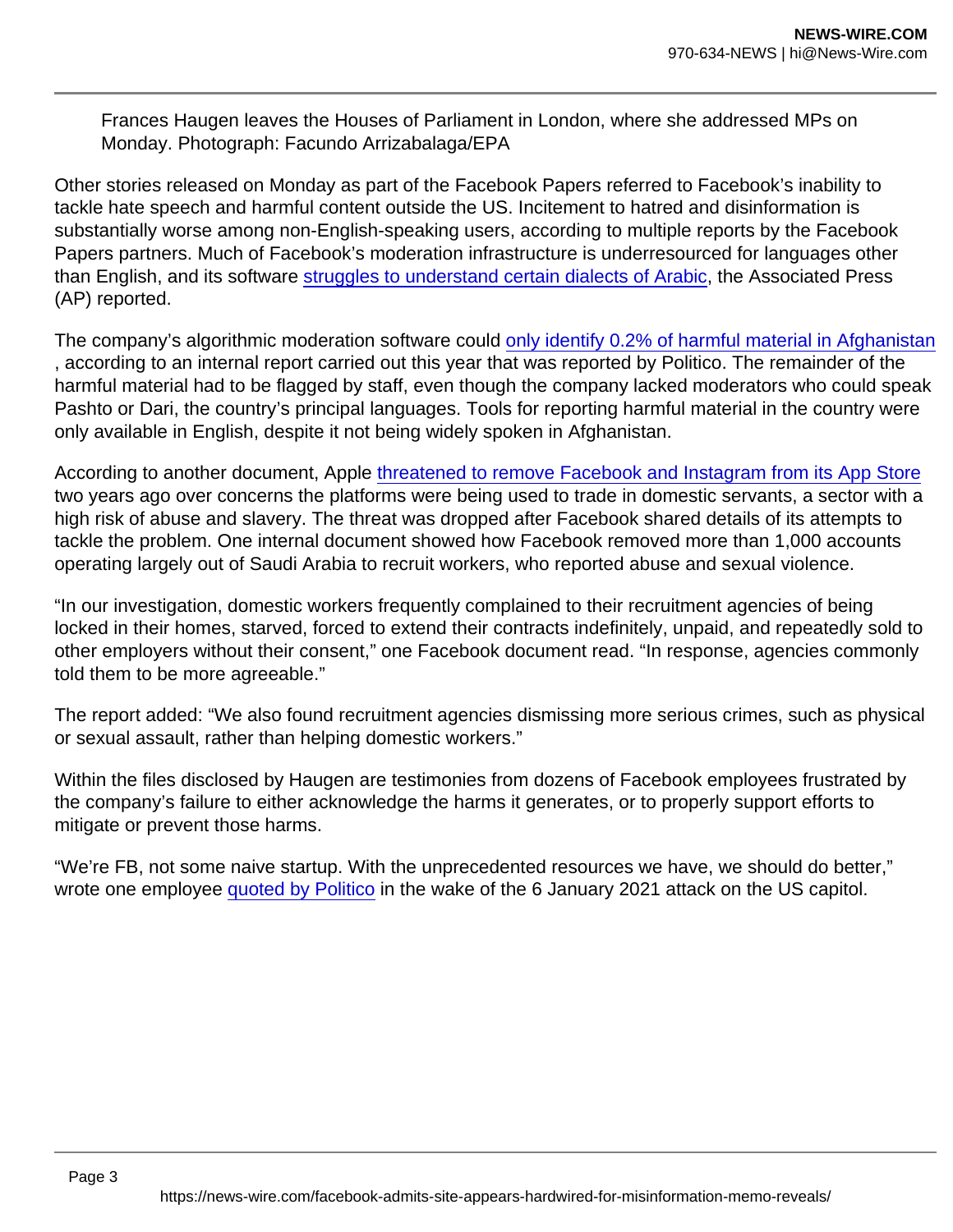Frances Haugen leaves the Houses of Parliament in London, where she addressed MPs on Monday. Photograph: Facundo Arrizabalaga/EPA

Other stories released on Monday as part of the Facebook Papers referred to Facebook's inability to tackle hate speech and harmful content outside the US. Incitement to hatred and disinformation is substantially worse among non-English-speaking users, according to multiple reports by the Facebook Papers partners. Much of Facebook's moderation infrastructure is underresourced for languages other than English, and its software struggles to understand certain dialects of Arabic, the Associated Press (AP) reported.

The company's algorithmic moderation software could only identify 0.2% of harmful material in Afghanistan, according to an internal report carried out this year that was reported by Politico. The remainder of the harmful material had to be flagged by staff, even though the company lacked moderators who could speak Pashto or Dari, the country's principal languages. Tools for reporting harmful material in the country were only available in English, despite it not being widely spoken in Afghanistan.

According to another document, Apple threatened to remove Facebook and Instagram from its App Store two years ago over concerns the platforms were being used to trade in domestic servants, a sector with a high risk of abuse and slavery. The threat was dropped after Facebook shared details of its attempts to tackle the problem. One internal document showed how Facebook removed more than 1,000 accounts operating largely out of Saudi Arabia to recruit workers, who reported abuse and sexual violence.

"In our investigation, domestic workers frequently complained to their recruitment agencies of being locked in their homes, starved, forced to extend their contracts indefinitely, unpaid, and repeatedly sold to other employers without their consent," one Facebook document read. "In response, agencies commonly told them to be more agreeable."

The report added: "We also found recruitment agencies dismissing more serious crimes, such as physical or sexual assault, rather than helping domestic workers."

Within the files disclosed by Haugen are testimonies from dozens of Facebook employees frustrated by the company's failure to either acknowledge the harms it generates, or to properly support efforts to mitigate or prevent those harms.

"We're FB, not some naive startup. With the unprecedented resources we have, we should do better," wrote one employee quoted by Politico in the wake of the 6 January 2021 attack on the US capitol.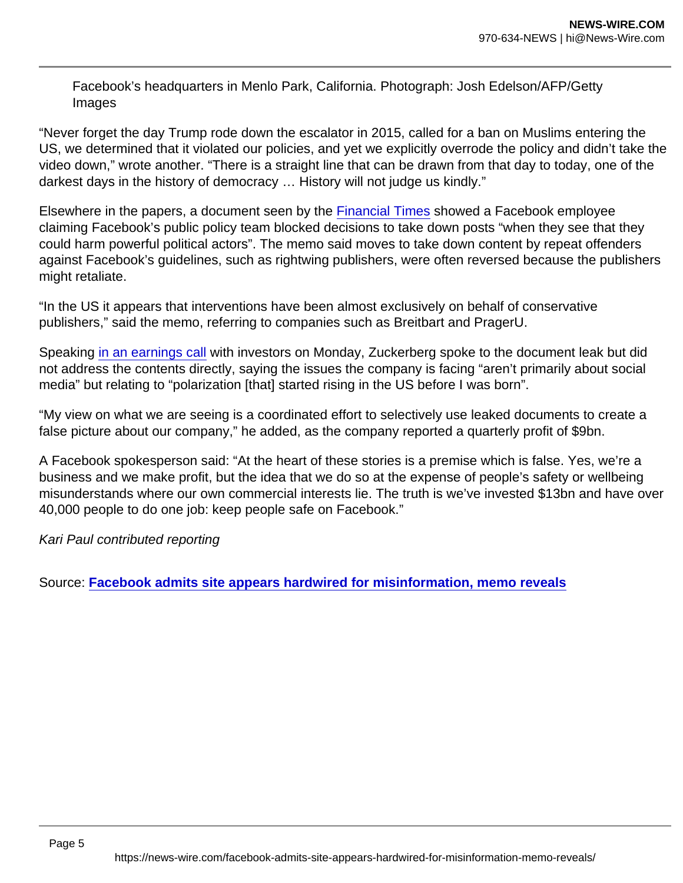Facebook's headquarters in Menlo Park, California. Photograph: Josh Edelson/AFP/Getty Images

"Never forget the day Trump rode down the escalator in 2015, called for a ban on Muslims entering the US, we determined that it violated our policies, and yet we explicitly overrode the policy and didn't take the video down," wrote another. "There is a straight line that can be drawn from that day to today, one of the darkest days in the history of democracy … History will not judge us kindly."

Elsewhere in the papers, a document seen by the Financial Times showed a Facebook employee claiming Facebook's public policy team blocked decisions to take down posts "when they see that they could harm powerful political actors". The memo said moves to take down content by repeat offenders against Facebook's guidelines, such as rightwing publishers, were often reversed because the publishers might retaliate.

"In the US it appears that interventions have been almost exclusively on behalf of conservative publishers," said the memo, referring to companies such as Breitbart and PragerU.

Speaking in an earnings call with investors on Monday, Zuckerberg spoke to the document leak but did not address the contents directly, saying the issues the company is facing "aren't primarily about social media" but relating to "polarization [that] started rising in the US before I was born".

"My view on what we are seeing is a coordinated effort to selectively use leaked documents to create a false picture about our company," he added, as the company reported a quarterly profit of $9bn.

A Facebook spokesperson said: "At the heart of these stories is a premise which is false. Yes, we're a business and we make profit, but the idea that we do so at the expense of people's safety or wellbeing misunderstands where our own commercial interests lie. The truth is we've invested $13bn and have over 40,000 people to do one job: keep people safe on Facebook."

*Kari Paul contributed reporting*

Source: **Facebook admits site appears hardwired for misinformation, memo reveals**